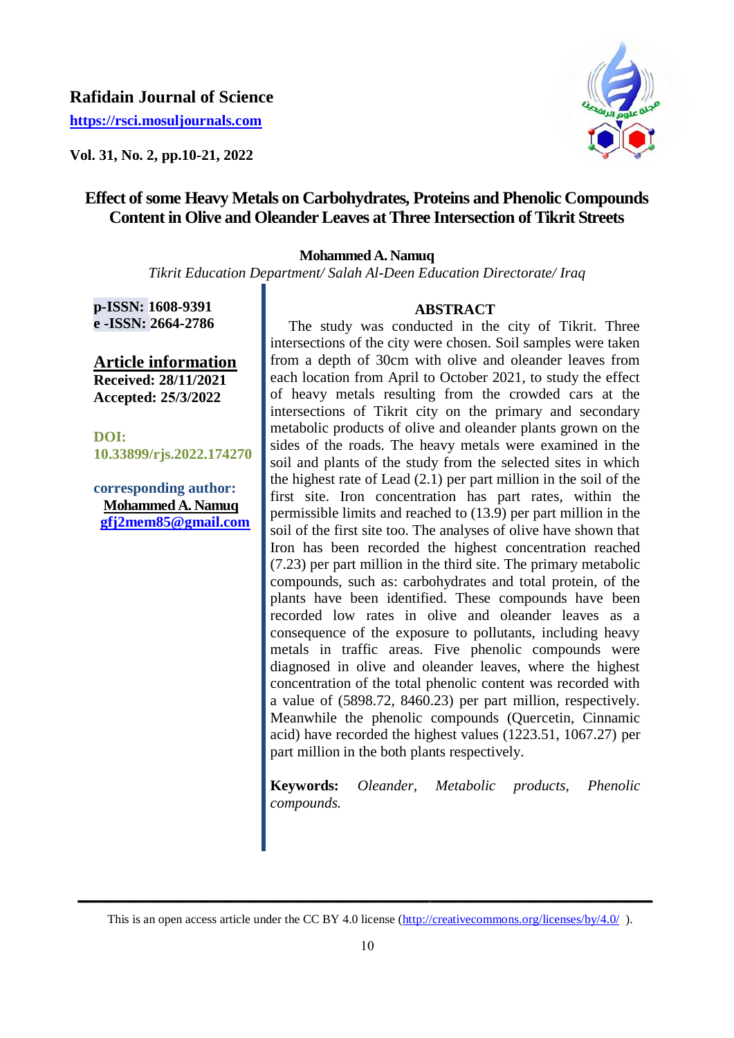**Rafidain Journal of Science**

**https://rsci.mosuljournals.com**

**Vol. 31, No. 2, pp.10-21, 2022**

# Effect of some Heavy Metals on Carbohydrates, Proteins and Phenolic Compounds Content in Olive and Oleander Leaves at Three Intersection of Tikrit Streets

**Mohammed A. Namuq**

*Tikrit Education Department/ Salah Al-Deen Education Directorate/ Iraq*

**p-ISSN:** 1608-9391
**e -ISSN:** 2664-2786

**Article information**
**Received:** 28/11/2021
**Accepted:** 25/3/2022

**DOI:** 10.33899/rjs.2022.174270

**corresponding author:**
**Mohammed A. Namuq**
**gfj2mem85@gmail.com**

## ABSTRACT

The study was conducted in the city of Tikrit. Three intersections of the city were chosen. Soil samples were taken from a depth of 30cm with olive and oleander leaves from each location from April to October 2021, to study the effect of heavy metals resulting from the crowded cars at the intersections of Tikrit city on the primary and secondary metabolic products of olive and oleander plants grown on the sides of the roads. The heavy metals were examined in the soil and plants of the study from the selected sites in which the highest rate of Lead (2.1) per part million in the soil of the first site. Iron concentration has part rates, within the permissible limits and reached to (13.9) per part million in the soil of the first site too. The analyses of olive have shown that Iron has been recorded the highest concentration reached (7.23) per part million in the third site. The primary metabolic compounds, such as: carbohydrates and total protein, of the plants have been identified. These compounds have been recorded low rates in olive and oleander leaves as a consequence of the exposure to pollutants, including heavy metals in traffic areas. Five phenolic compounds were diagnosed in olive and oleander leaves, where the highest concentration of the total phenolic content was recorded with a value of (5898.72, 8460.23) per part million, respectively. Meanwhile the phenolic compounds (Quercetin, Cinnamic acid) have recorded the highest values (1223.51, 1067.27) per part million in the both plants respectively.

**Keywords:** *Oleander, Metabolic products, Phenolic compounds.*

This is an open access article under the CC BY 4.0 license (http://creativecommons.org/licenses/by/4.0/ ).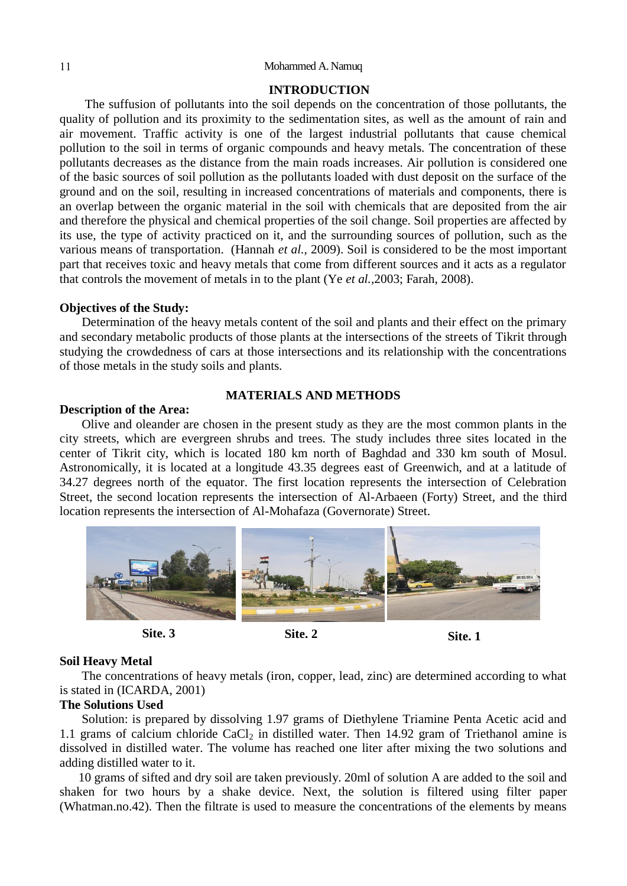## INTRODUCTION

The suffusion of pollutants into the soil depends on the concentration of those pollutants, the quality of pollution and its proximity to the sedimentation sites, as well as the amount of rain and air movement. Traffic activity is one of the largest industrial pollutants that cause chemical pollution to the soil in terms of organic compounds and heavy metals. The concentration of these pollutants decreases as the distance from the main roads increases. Air pollution is considered one of the basic sources of soil pollution as the pollutants loaded with dust deposit on the surface of the ground and on the soil, resulting in increased concentrations of materials and components, there is an overlap between the organic material in the soil with chemicals that are deposited from the air and therefore the physical and chemical properties of the soil change. Soil properties are affected by its use, the type of activity practiced on it, and the surrounding sources of pollution, such as the various means of transportation. (Hannah *et al.,* 2009). Soil is considered to be the most important part that receives toxic and heavy metals that come from different sources and it acts as a regulator that controls the movement of metals in to the plant (Ye *et al.*,2003; Farah, 2008).

### Objectives of the Study:

Determination of the heavy metals content of the soil and plants and their effect on the primary and secondary metabolic products of those plants at the intersections of the streets of Tikrit through studying the crowdedness of cars at those intersections and its relationship with the concentrations of those metals in the study soils and plants.

## MATERIALS AND METHODS

### Description of the Area:

Olive and oleander are chosen in the present study as they are the most common plants in the city streets, which are evergreen shrubs and trees. The study includes three sites located in the center of Tikrit city, which is located 180 km north of Baghdad and 330 km south of Mosul. Astronomically, it is located at a longitude 43.35 degrees east of Greenwich, and at a latitude of 34.27 degrees north of the equator. The first location represents the intersection of Celebration Street, the second location represents the intersection of Al-Arbaeen (Forty) Street, and the third location represents the intersection of Al-Mohafaza (Governorate) Street.

**Site. 3** **Site. 2** **Site. 1**

### Soil Heavy Metal

The concentrations of heavy metals (iron, copper, lead, zinc) are determined according to what is stated in (ICARDA, 2001)

### The Solutions Used

Solution: is prepared by dissolving 1.97 grams of Diethylene Triamine Penta Acetic acid and 1.1 grams of calcium chloride $CaCl_2$ in distilled water. Then 14.92 gram of Triethanol amine is dissolved in distilled water. The volume has reached one liter after mixing the two solutions and adding distilled water to it.

10 grams of sifted and dry soil are taken previously. 20ml of solution A are added to the soil and shaken for two hours by a shake device. Next, the solution is filtered using filter paper (Whatman.no.42). Then the filtrate is used to measure the concentrations of the elements by means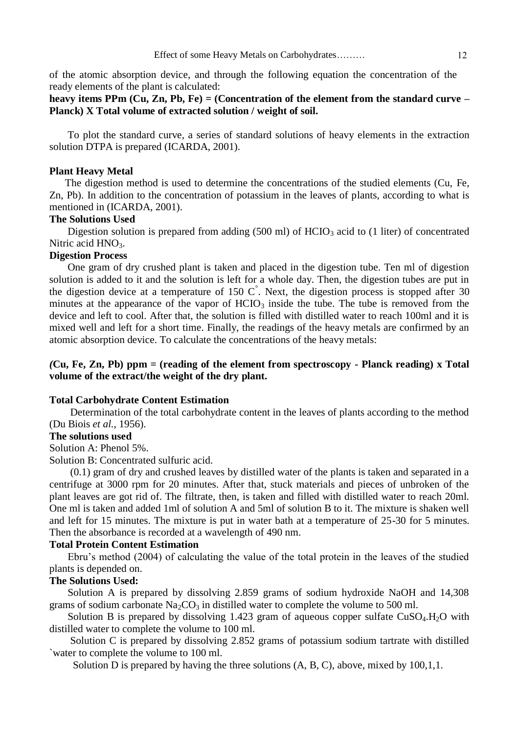of the atomic absorption device, and through the following equation the concentration of the ready elements of the plant is calculated:

**heavy items PPm (Cu, Zn, Pb, Fe) = (Concentration of the element from the standard curve – Planck) X Total volume of extracted solution / weight of soil.**

To plot the standard curve, a series of standard solutions of heavy elements in the extraction solution DTPA is prepared (ICARDA, 2001).

**Plant Heavy Metal**

The digestion method is used to determine the concentrations of the studied elements (Cu, Fe, Zn, Pb). In addition to the concentration of potassium in the leaves of plants, according to what is mentioned in (ICARDA, 2001).

**The Solutions Used**

Digestion solution is prepared from adding (500 ml) of $HClO_3$ acid to (1 liter) of concentrated Nitric acid $HNO_3$.

**Digestion Process**

One gram of dry crushed plant is taken and placed in the digestion tube. Ten ml of digestion solution is added to it and the solution is left for a whole day. Then, the digestion tubes are put in the digestion device at a temperature of 150 $C^{\circ}$. Next, the digestion process is stopped after 30 minutes at the appearance of the vapor of $HClO_3$ inside the tube. The tube is removed from the device and left to cool. After that, the solution is filled with distilled water to reach 100ml and it is mixed well and left for a short time. Finally, the readings of the heavy metals are confirmed by an atomic absorption device. To calculate the concentrations of the heavy metals:

***(*Cu, Fe, Zn, Pb) ppm = (reading of the element from spectroscopy - Planck reading) x Total volume of the extract/the weight of the dry plant.**

**Total Carbohydrate Content Estimation**

Determination of the total carbohydrate content in the leaves of plants according to the method (Du Biois *et al.*, 1956).

**The solutions used**

Solution A: Phenol 5%.

Solution B: Concentrated sulfuric acid.

(0.1) gram of dry and crushed leaves by distilled water of the plants is taken and separated in a centrifuge at 3000 rpm for 20 minutes. After that, stuck materials and pieces of unbroken of the plant leaves are got rid of. The filtrate, then, is taken and filled with distilled water to reach 20ml. One ml is taken and added 1ml of solution A and 5ml of solution B to it. The mixture is shaken well and left for 15 minutes. The mixture is put in water bath at a temperature of 25-30 for 5 minutes. Then the absorbance is recorded at a wavelength of 490 nm.

**Total Protein Content Estimation**

Ebru's method (2004) of calculating the value of the total protein in the leaves of the studied plants is depended on.

**The Solutions Used:**

Solution A is prepared by dissolving 2.859 grams of sodium hydroxide NaOH and 14,308 grams of sodium carbonate $Na_2CO_3$ in distilled water to complete the volume to 500 ml.

Solution B is prepared by dissolving 1.423 gram of aqueous copper sulfate $CuSO_4.H_2O$ with distilled water to complete the volume to 100 ml.

Solution C is prepared by dissolving 2.852 grams of potassium sodium tartrate with distilled `water to complete the volume to 100 ml.

Solution D is prepared by having the three solutions (A, B, C), above, mixed by 100,1,1.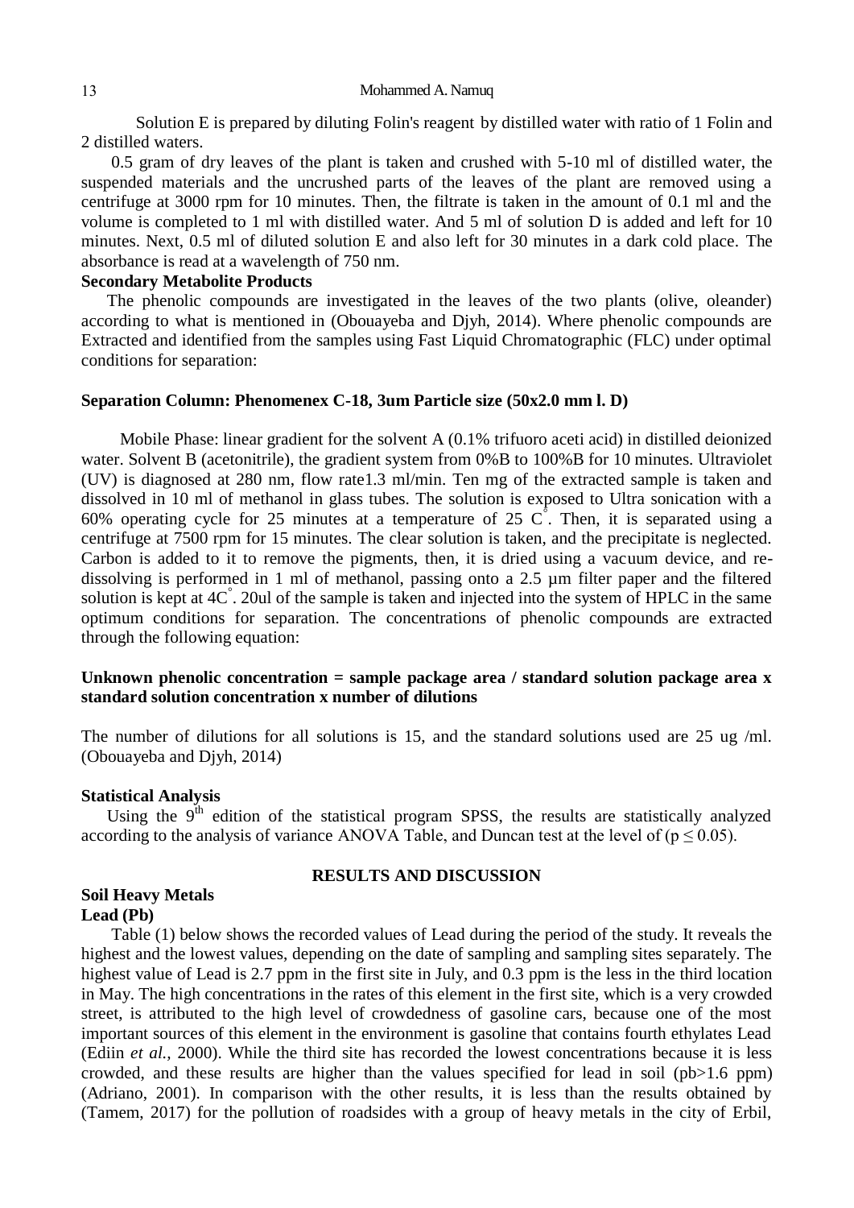Solution E is prepared by diluting Folin's reagent by distilled water with ratio of 1 Folin and 2 distilled waters.

0.5 gram of dry leaves of the plant is taken and crushed with 5-10 ml of distilled water, the suspended materials and the uncrushed parts of the leaves of the plant are removed using a centrifuge at 3000 rpm for 10 minutes. Then, the filtrate is taken in the amount of 0.1 ml and the volume is completed to 1 ml with distilled water. And 5 ml of solution D is added and left for 10 minutes. Next, 0.5 ml of diluted solution E and also left for 30 minutes in a dark cold place. The absorbance is read at a wavelength of 750 nm.

**Secondary Metabolite Products**

The phenolic compounds are investigated in the leaves of the two plants (olive, oleander) according to what is mentioned in (Obouayeba and Djyh, 2014). Where phenolic compounds are Extracted and identified from the samples using Fast Liquid Chromatographic (FLC) under optimal conditions for separation:

**Separation Column: Phenomenex C-18, 3um Particle size (50x2.0 mm l. D)**

Mobile Phase: linear gradient for the solvent A (0.1% trifuoro aceti acid) in distilled deionized water. Solvent B (acetonitrile), the gradient system from 0%B to 100%B for 10 minutes. Ultraviolet (UV) is diagnosed at 280 nm, flow rate1.3 ml/min. Ten mg of the extracted sample is taken and dissolved in 10 ml of methanol in glass tubes. The solution is exposed to Ultra sonication with a 60% operating cycle for 25 minutes at a temperature of 25 $C^{\circ}$. Then, it is separated using a centrifuge at 7500 rpm for 15 minutes. The clear solution is taken, and the precipitate is neglected. Carbon is added to it to remove the pigments, then, it is dried using a vacuum device, and re-dissolving is performed in 1 ml of methanol, passing onto a 2.5 µm filter paper and the filtered solution is kept at $4C^{\circ}$. 20ul of the sample is taken and injected into the system of HPLC in the same optimum conditions for separation. The concentrations of phenolic compounds are extracted through the following equation:

**Unknown phenolic concentration = sample package area / standard solution package area x standard solution concentration x number of dilutions**

The number of dilutions for all solutions is 15, and the standard solutions used are 25 ug /ml. (Obouayeba and Djyh, 2014)

**Statistical Analysis**

Using the 9th edition of the statistical program SPSS, the results are statistically analyzed according to the analysis of variance ANOVA Table, and Duncan test at the level of ($p \leq 0.05$).

## RESULTS AND DISCUSSION

**Soil Heavy Metals**

**Lead (Pb)**

Table (1) below shows the recorded values of Lead during the period of the study. It reveals the highest and the lowest values, depending on the date of sampling and sampling sites separately. The highest value of Lead is 2.7 ppm in the first site in July, and 0.3 ppm is the less in the third location in May. The high concentrations in the rates of this element in the first site, which is a very crowded street, is attributed to the high level of crowdedness of gasoline cars, because one of the most important sources of this element in the environment is gasoline that contains fourth ethylates Lead (Ediin *et al.,* 2000). While the third site has recorded the lowest concentrations because it is less crowded, and these results are higher than the values specified for lead in soil (pb>1.6 ppm) (Adriano, 2001). In comparison with the other results, it is less than the results obtained by (Tamem, 2017) for the pollution of roadsides with a group of heavy metals in the city of Erbil,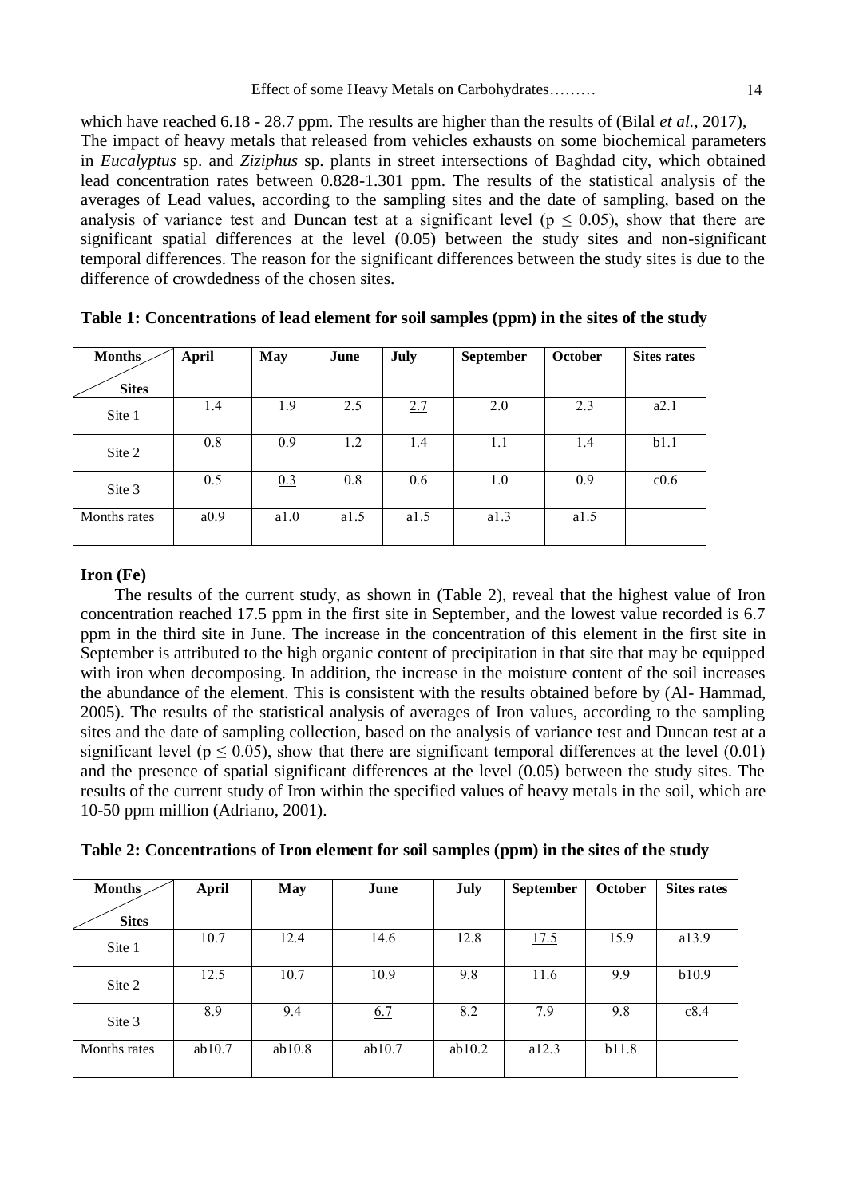which have reached 6.18 - 28.7 ppm. The results are higher than the results of (Bilal *et al.,* 2017), The impact of heavy metals that released from vehicles exhausts on some biochemical parameters in *Eucalyptus* sp. and *Ziziphus* sp. plants in street intersections of Baghdad city, which obtained lead concentration rates between 0.828-1.301 ppm. The results of the statistical analysis of the averages of Lead values, according to the sampling sites and the date of sampling, based on the analysis of variance test and Duncan test at a significant level ($p \leq 0.05$), show that there are significant spatial differences at the level (0.05) between the study sites and non-significant temporal differences. The reason for the significant differences between the study sites is due to the difference of crowdedness of the chosen sites.

**Table 1: Concentrations of lead element for soil samples (ppm) in the sites of the study**

| Months / Sites | April | May | June | July | September | October | Sites rates |
|---|---|---|---|---|---|---|---|
| Site 1 | 1.4 | 1.9 | 2.5 | <u>2.7</u> | 2.0 | 2.3 | a2.1 |
| Site 2 | 0.8 | 0.9 | 1.2 | 1.4 | 1.1 | 1.4 | b1.1 |
| Site 3 | 0.5 | <u>0.3</u> | 0.8 | 0.6 | 1.0 | 0.9 | c0.6 |
| Months rates | a0.9 | a1.0 | a1.5 | a1.5 | a1.3 | a1.5 | |

**Iron (Fe)**

The results of the current study, as shown in (Table 2), reveal that the highest value of Iron concentration reached 17.5 ppm in the first site in September, and the lowest value recorded is 6.7 ppm in the third site in June. The increase in the concentration of this element in the first site in September is attributed to the high organic content of precipitation in that site that may be equipped with iron when decomposing. In addition, the increase in the moisture content of the soil increases the abundance of the element. This is consistent with the results obtained before by (Al- Hammad, 2005). The results of the statistical analysis of averages of Iron values, according to the sampling sites and the date of sampling collection, based on the analysis of variance test and Duncan test at a significant level ($p \leq 0.05$), show that there are significant temporal differences at the level (0.01) and the presence of spatial significant differences at the level (0.05) between the study sites. The results of the current study of Iron within the specified values of heavy metals in the soil, which are 10-50 ppm million (Adriano, 2001).

**Table 2: Concentrations of Iron element for soil samples (ppm) in the sites of the study**

| Months / Sites | April | May | June | July | September | October | Sites rates |
|---|---|---|---|---|---|---|---|
| Site 1 | 10.7 | 12.4 | 14.6 | 12.8 | <u>17.5</u> | 15.9 | a13.9 |
| Site 2 | 12.5 | 10.7 | 10.9 | 9.8 | 11.6 | 9.9 | b10.9 |
| Site 3 | 8.9 | 9.4 | <u>6.7</u> | 8.2 | 7.9 | 9.8 | c8.4 |
| Months rates | ab10.7 | ab10.8 | ab10.7 | ab10.2 | a12.3 | b11.8 | |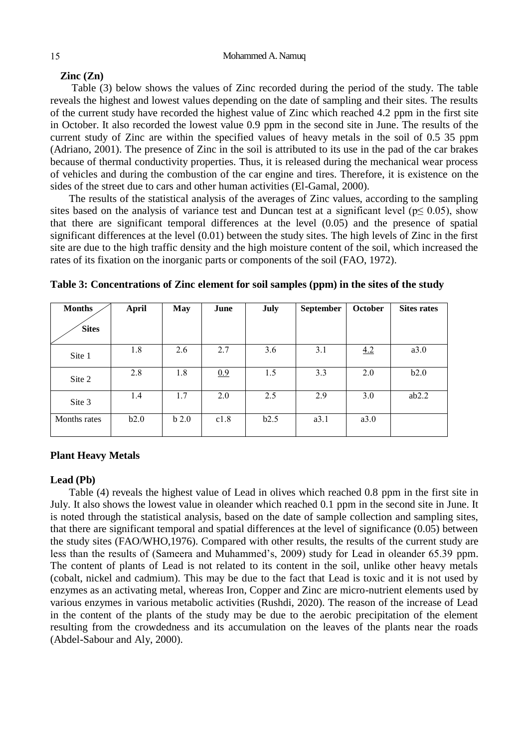### Zinc (Zn)

Table (3) below shows the values of Zinc recorded during the period of the study. The table reveals the highest and lowest values depending on the date of sampling and their sites. The results of the current study have recorded the highest value of Zinc which reached 4.2 ppm in the first site in October. It also recorded the lowest value 0.9 ppm in the second site in June. The results of the current study of Zinc are within the specified values of heavy metals in the soil of 0.5 35 ppm (Adriano, 2001). The presence of Zinc in the soil is attributed to its use in the pad of the car brakes because of thermal conductivity properties. Thus, it is released during the mechanical wear process of vehicles and during the combustion of the car engine and tires. Therefore, it is existence on the sides of the street due to cars and other human activities (El-Gamal, 2000).

The results of the statistical analysis of the averages of Zinc values, according to the sampling sites based on the analysis of variance test and Duncan test at a significant level ($p \leq 0.05$), show that there are significant temporal differences at the level (0.05) and the presence of spatial significant differences at the level (0.01) between the study sites. The high levels of Zinc in the first site are due to the high traffic density and the high moisture content of the soil, which increased the rates of its fixation on the inorganic parts or components of the soil (FAO, 1972).

**Table 3: Concentrations of Zinc element for soil samples (ppm) in the sites of the study**

| Months / Sites | April | May | June | July | September | October | Sites rates |
|---|---|---|---|---|---|---|---|
| Site 1 | 1.8 | 2.6 | 2.7 | 3.6 | 3.1 | 4.2 | a3.0 |
| Site 2 | 2.8 | 1.8 | 0.9 | 1.5 | 3.3 | 2.0 | b2.0 |
| Site 3 | 1.4 | 1.7 | 2.0 | 2.5 | 2.9 | 3.0 | ab2.2 |
| Months rates | b2.0 | b 2.0 | c1.8 | b2.5 | a3.1 | a3.0 | |

## Plant Heavy Metals

### Lead (Pb)

Table (4) reveals the highest value of Lead in olives which reached 0.8 ppm in the first site in July. It also shows the lowest value in oleander which reached 0.1 ppm in the second site in June. It is noted through the statistical analysis, based on the date of sample collection and sampling sites, that there are significant temporal and spatial differences at the level of significance (0.05) between the study sites (FAO/WHO,1976). Compared with other results, the results of the current study are less than the results of (Sameera and Muhammed's, 2009) study for Lead in oleander 65.39 ppm. The content of plants of Lead is not related to its content in the soil, unlike other heavy metals (cobalt, nickel and cadmium). This may be due to the fact that Lead is toxic and it is not used by enzymes as an activating metal, whereas Iron, Copper and Zinc are micro-nutrient elements used by various enzymes in various metabolic activities (Rushdi, 2020). The reason of the increase of Lead in the content of the plants of the study may be due to the aerobic precipitation of the element resulting from the crowdedness and its accumulation on the leaves of the plants near the roads (Abdel-Sabour and Aly, 2000).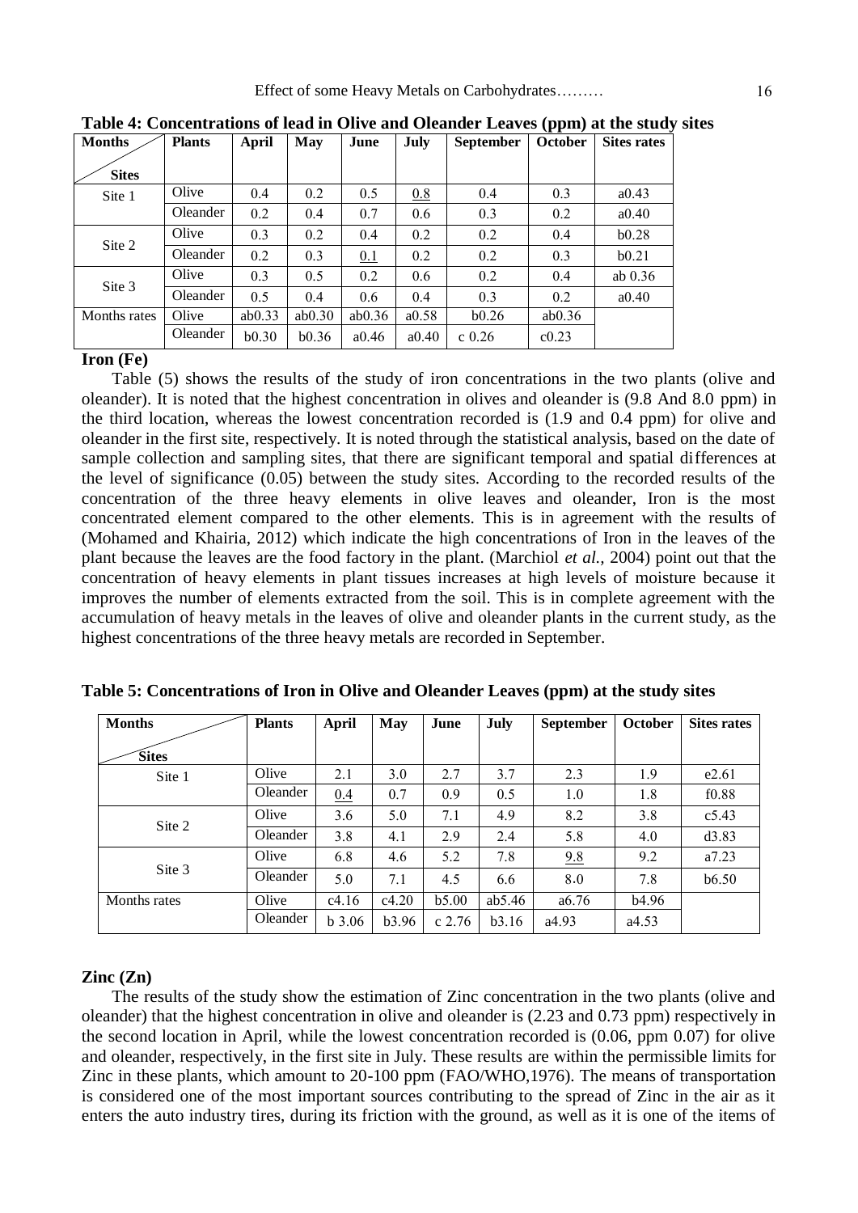**Table 4: Concentrations of lead in Olive and Oleander Leaves (ppm) at the study sites**

| Months / Sites | Plants | April | May | June | July | September | October | Sites rates |
|---|---|---|---|---|---|---|---|---|
| Site 1 | Olive | 0.4 | 0.2 | 0.5 | 0.8 | 0.4 | 0.3 | a0.43 |
| | Oleander | 0.2 | 0.4 | 0.7 | 0.6 | 0.3 | 0.2 | a0.40 |
| Site 2 | Olive | 0.3 | 0.2 | 0.4 | 0.2 | 0.2 | 0.4 | b0.28 |
| | Oleander | 0.2 | 0.3 | 0.1 | 0.2 | 0.2 | 0.3 | b0.21 |
| Site 3 | Olive | 0.3 | 0.5 | 0.2 | 0.6 | 0.2 | 0.4 | ab 0.36 |
| | Oleander | 0.5 | 0.4 | 0.6 | 0.4 | 0.3 | 0.2 | a0.40 |
| Months rates | Olive | ab0.33 | ab0.30 | ab0.36 | a0.58 | b0.26 | ab0.36 | |
| | Oleander | b0.30 | b0.36 | a0.46 | a0.40 | c 0.26 | c0.23 | |

**Iron (Fe)**

Table (5) shows the results of the study of iron concentrations in the two plants (olive and oleander). It is noted that the highest concentration in olives and oleander is (9.8 And 8.0 ppm) in the third location, whereas the lowest concentration recorded is (1.9 and 0.4 ppm) for olive and oleander in the first site, respectively. It is noted through the statistical analysis, based on the date of sample collection and sampling sites, that there are significant temporal and spatial differences at the level of significance (0.05) between the study sites. According to the recorded results of the concentration of the three heavy elements in olive leaves and oleander, Iron is the most concentrated element compared to the other elements. This is in agreement with the results of (Mohamed and Khairia, 2012) which indicate the high concentrations of Iron in the leaves of the plant because the leaves are the food factory in the plant. (Marchiol *et al.,* 2004) point out that the concentration of heavy elements in plant tissues increases at high levels of moisture because it improves the number of elements extracted from the soil. This is in complete agreement with the accumulation of heavy metals in the leaves of olive and oleander plants in the current study, as the highest concentrations of the three heavy metals are recorded in September.

**Table 5: Concentrations of Iron in Olive and Oleander Leaves (ppm) at the study sites**

| Months / Sites | Plants | April | May | June | July | September | October | Sites rates |
|---|---|---|---|---|---|---|---|---|
| Site 1 | Olive | 2.1 | 3.0 | 2.7 | 3.7 | 2.3 | 1.9 | e2.61 |
| | Oleander | 0.4 | 0.7 | 0.9 | 0.5 | 1.0 | 1.8 | f0.88 |
| Site 2 | Olive | 3.6 | 5.0 | 7.1 | 4.9 | 8.2 | 3.8 | c5.43 |
| | Oleander | 3.8 | 4.1 | 2.9 | 2.4 | 5.8 | 4.0 | d3.83 |
| Site 3 | Olive | 6.8 | 4.6 | 5.2 | 7.8 | 9.8 | 9.2 | a7.23 |
| | Oleander | 5.0 | 7.1 | 4.5 | 6.6 | 8.0 | 7.8 | b6.50 |
| Months rates | Olive | c4.16 | c4.20 | b5.00 | ab5.46 | a6.76 | b4.96 | |
| | Oleander | b 3.06 | b3.96 | c 2.76 | b3.16 | a4.93 | a4.53 | |

**Zinc (Zn)**

The results of the study show the estimation of Zinc concentration in the two plants (olive and oleander) that the highest concentration in olive and oleander is (2.23 and 0.73 ppm) respectively in the second location in April, while the lowest concentration recorded is (0.06, ppm 0.07) for olive and oleander, respectively, in the first site in July. These results are within the permissible limits for Zinc in these plants, which amount to 20-100 ppm (FAO/WHO,1976). The means of transportation is considered one of the most important sources contributing to the spread of Zinc in the air as it enters the auto industry tires, during its friction with the ground, as well as it is one of the items of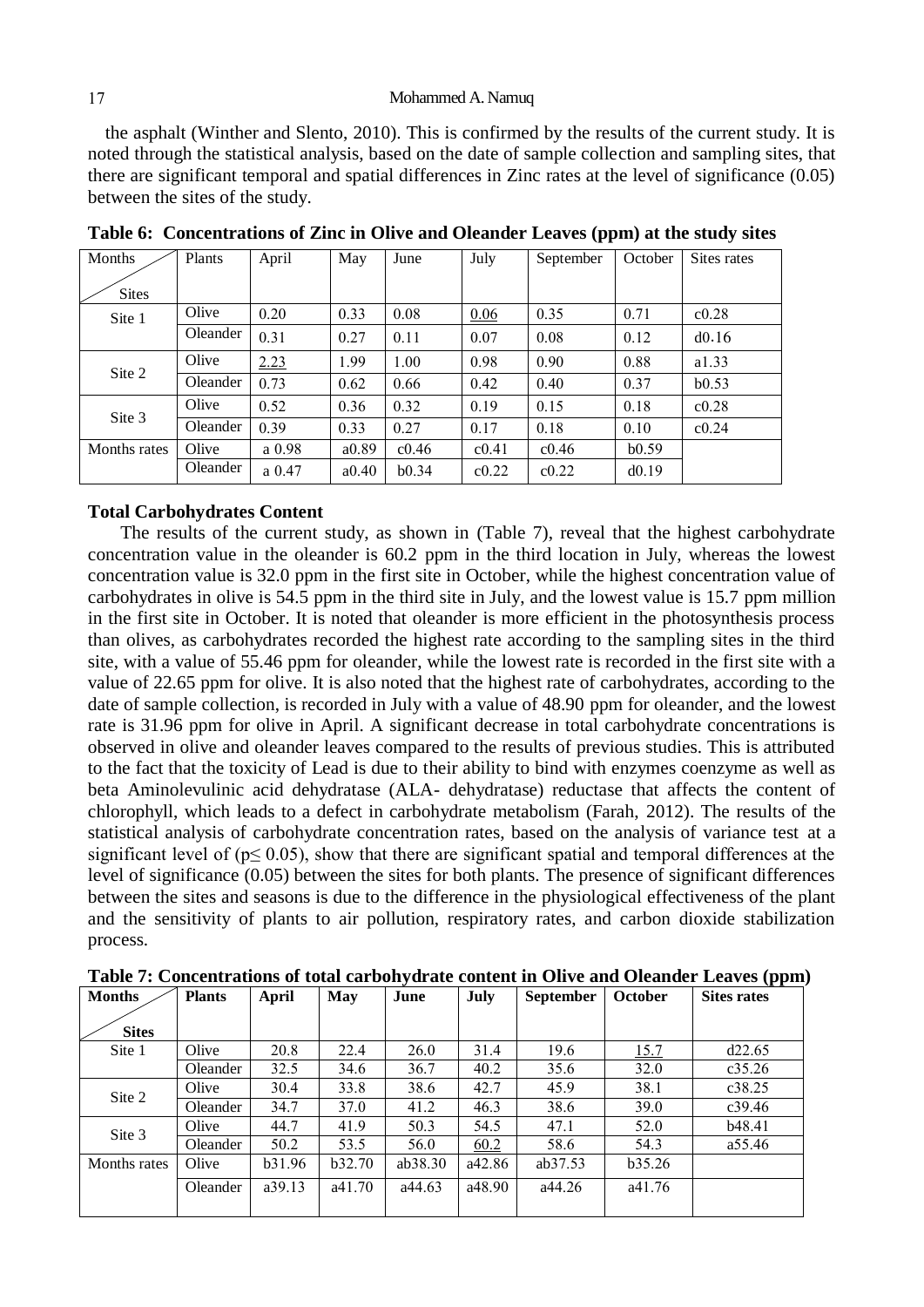the asphalt (Winther and Slento, 2010). This is confirmed by the results of the current study. It is noted through the statistical analysis, based on the date of sample collection and sampling sites, that there are significant temporal and spatial differences in Zinc rates at the level of significance (0.05) between the sites of the study.

**Table 6: Concentrations of Zinc in Olive and Oleander Leaves (ppm) at the study sites**

| Months / Sites | Plants | April | May | June | July | September | October | Sites rates |
|---|---|---|---|---|---|---|---|---|
| Site 1 | Olive | 0.20 | 0.33 | 0.08 | 0.06 | 0.35 | 0.71 | c0.28 |
| | Oleander | 0.31 | 0.27 | 0.11 | 0.07 | 0.08 | 0.12 | d0.16 |
| Site 2 | Olive | 2.23 | 1.99 | 1.00 | 0.98 | 0.90 | 0.88 | a1.33 |
| | Oleander | 0.73 | 0.62 | 0.66 | 0.42 | 0.40 | 0.37 | b0.53 |
| Site 3 | Olive | 0.52 | 0.36 | 0.32 | 0.19 | 0.15 | 0.18 | c0.28 |
| | Oleander | 0.39 | 0.33 | 0.27 | 0.17 | 0.18 | 0.10 | c0.24 |
| Months rates | Olive | a 0.98 | a0.89 | c0.46 | c0.41 | c0.46 | b0.59 | |
| | Oleander | a 0.47 | a0.40 | b0.34 | c0.22 | c0.22 | d0.19 | |

**Total Carbohydrates Content**

The results of the current study, as shown in (Table 7), reveal that the highest carbohydrate concentration value in the oleander is 60.2 ppm in the third location in July, whereas the lowest concentration value is 32.0 ppm in the first site in October, while the highest concentration value of carbohydrates in olive is 54.5 ppm in the third site in July, and the lowest value is 15.7 ppm million in the first site in October. It is noted that oleander is more efficient in the photosynthesis process than olives, as carbohydrates recorded the highest rate according to the sampling sites in the third site, with a value of 55.46 ppm for oleander, while the lowest rate is recorded in the first site with a value of 22.65 ppm for olive. It is also noted that the highest rate of carbohydrates, according to the date of sample collection, is recorded in July with a value of 48.90 ppm for oleander, and the lowest rate is 31.96 ppm for olive in April. A significant decrease in total carbohydrate concentrations is observed in olive and oleander leaves compared to the results of previous studies. This is attributed to the fact that the toxicity of Lead is due to their ability to bind with enzymes coenzyme as well as beta Aminolevulinic acid dehydratase (ALA- dehydratase) reductase that affects the content of chlorophyll, which leads to a defect in carbohydrate metabolism (Farah, 2012). The results of the statistical analysis of carbohydrate concentration rates, based on the analysis of variance test at a significant level of ($p \leq 0.05$), show that there are significant spatial and temporal differences at the level of significance (0.05) between the sites for both plants. The presence of significant differences between the sites and seasons is due to the difference in the physiological effectiveness of the plant and the sensitivity of plants to air pollution, respiratory rates, and carbon dioxide stabilization process.

**Table 7: Concentrations of total carbohydrate content in Olive and Oleander Leaves (ppm)**

| **Months / Sites** | **Plants** | **April** | **May** | **June** | **July** | **September** | **October** | **Sites rates** |
|---|---|---|---|---|---|---|---|---|
| Site 1 | Olive | 20.8 | 22.4 | 26.0 | 31.4 | 19.6 | 15.7 | d22.65 |
| | Oleander | 32.5 | 34.6 | 36.7 | 40.2 | 35.6 | 32.0 | c35.26 |
| Site 2 | Olive | 30.4 | 33.8 | 38.6 | 42.7 | 45.9 | 38.1 | c38.25 |
| | Oleander | 34.7 | 37.0 | 41.2 | 46.3 | 38.6 | 39.0 | c39.46 |
| Site 3 | Olive | 44.7 | 41.9 | 50.3 | 54.5 | 47.1 | 52.0 | b48.41 |
| | Oleander | 50.2 | 53.5 | 56.0 | 60.2 | 58.6 | 54.3 | a55.46 |
| Months rates | Olive | b31.96 | b32.70 | ab38.30 | a42.86 | ab37.53 | b35.26 | |
| | Oleander | a39.13 | a41.70 | a44.63 | a48.90 | a44.26 | a41.76 | |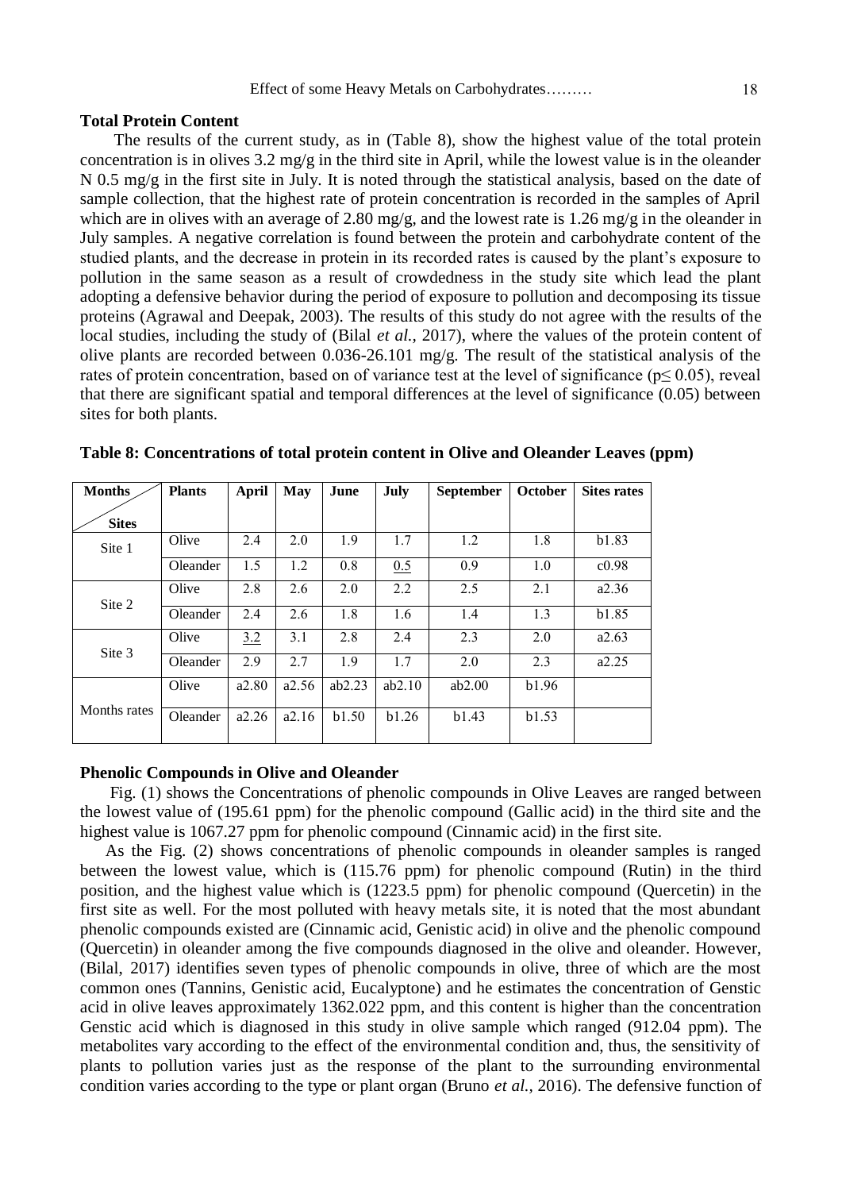### Total Protein Content

The results of the current study, as in (Table 8), show the highest value of the total protein concentration is in olives 3.2 mg/g in the third site in April, while the lowest value is in the oleander N 0.5 mg/g in the first site in July. It is noted through the statistical analysis, based on the date of sample collection, that the highest rate of protein concentration is recorded in the samples of April which are in olives with an average of 2.80 mg/g, and the lowest rate is 1.26 mg/g in the oleander in July samples. A negative correlation is found between the protein and carbohydrate content of the studied plants, and the decrease in protein in its recorded rates is caused by the plant's exposure to pollution in the same season as a result of crowdedness in the study site which lead the plant adopting a defensive behavior during the period of exposure to pollution and decomposing its tissue proteins (Agrawal and Deepak, 2003). The results of this study do not agree with the results of the local studies, including the study of (Bilal *et al.,* 2017), where the values of the protein content of olive plants are recorded between 0.036-26.101 mg/g. The result of the statistical analysis of the rates of protein concentration, based on of variance test at the level of significance ($p \leq 0.05$), reveal that there are significant spatial and temporal differences at the level of significance (0.05) between sites for both plants.

**Table 8: Concentrations of total protein content in Olive and Oleander Leaves (ppm)**

| Months / Sites | Plants | April | May | June | July | September | October | Sites rates |
|---|---|---|---|---|---|---|---|---|
| Site 1 | Olive | 2.4 | 2.0 | 1.9 | 1.7 | 1.2 | 1.8 | b1.83 |
| | Oleander | 1.5 | 1.2 | 0.8 | 0.5 | 0.9 | 1.0 | c0.98 |
| Site 2 | Olive | 2.8 | 2.6 | 2.0 | 2.2 | 2.5 | 2.1 | a2.36 |
| | Oleander | 2.4 | 2.6 | 1.8 | 1.6 | 1.4 | 1.3 | b1.85 |
| Site 3 | Olive | 3.2 | 3.1 | 2.8 | 2.4 | 2.3 | 2.0 | a2.63 |
| | Oleander | 2.9 | 2.7 | 1.9 | 1.7 | 2.0 | 2.3 | a2.25 |
| Months rates | Olive | a2.80 | a2.56 | ab2.23 | ab2.10 | ab2.00 | b1.96 | |
| | Oleander | a2.26 | a2.16 | b1.50 | b1.26 | b1.43 | b1.53 | |

### Phenolic Compounds in Olive and Oleander

Fig. (1) shows the Concentrations of phenolic compounds in Olive Leaves are ranged between the lowest value of (195.61 ppm) for the phenolic compound (Gallic acid) in the third site and the highest value is 1067.27 ppm for phenolic compound (Cinnamic acid) in the first site.

As the Fig. (2) shows concentrations of phenolic compounds in oleander samples is ranged between the lowest value, which is (115.76 ppm) for phenolic compound (Rutin) in the third position, and the highest value which is (1223.5 ppm) for phenolic compound (Quercetin) in the first site as well. For the most polluted with heavy metals site, it is noted that the most abundant phenolic compounds existed are (Cinnamic acid, Genistic acid) in olive and the phenolic compound (Quercetin) in oleander among the five compounds diagnosed in the olive and oleander. However, (Bilal, 2017) identifies seven types of phenolic compounds in olive, three of which are the most common ones (Tannins, Genistic acid, Eucalyptone) and he estimates the concentration of Genstic acid in olive leaves approximately 1362.022 ppm, and this content is higher than the concentration Genstic acid which is diagnosed in this study in olive sample which ranged (912.04 ppm). The metabolites vary according to the effect of the environmental condition and, thus, the sensitivity of plants to pollution varies just as the response of the plant to the surrounding environmental condition varies according to the type or plant organ (Bruno *et al.,* 2016). The defensive function of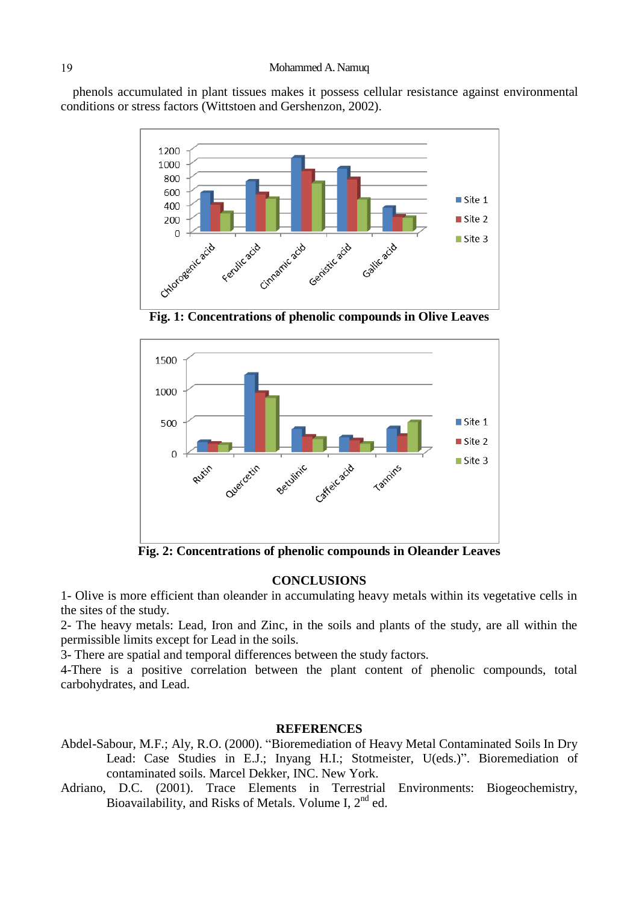phenols accumulated in plant tissues makes it possess cellular resistance against environmental conditions or stress factors (Wittstoen and Gershenzon, 2002).

**Fig. 1: Concentrations of phenolic compounds in Olive Leaves**

**Fig. 2: Concentrations of phenolic compounds in Oleander Leaves**

## CONCLUSIONS

1- Olive is more efficient than oleander in accumulating heavy metals within its vegetative cells in the sites of the study.

2- The heavy metals: Lead, Iron and Zinc, in the soils and plants of the study, are all within the permissible limits except for Lead in the soils.

3- There are spatial and temporal differences between the study factors.

4-There is a positive correlation between the plant content of phenolic compounds, total carbohydrates, and Lead.

## REFERENCES

Abdel-Sabour, M.F.; Aly, R.O. (2000). "Bioremediation of Heavy Metal Contaminated Soils In Dry Lead: Case Studies in E.J.; Inyang H.I.; Stotmeister, U(eds.)". Bioremediation of contaminated soils. Marcel Dekker, INC. New York.

Adriano, D.C. (2001). Trace Elements in Terrestrial Environments: Biogeochemistry, Bioavailability, and Risks of Metals. Volume I, 2nd ed.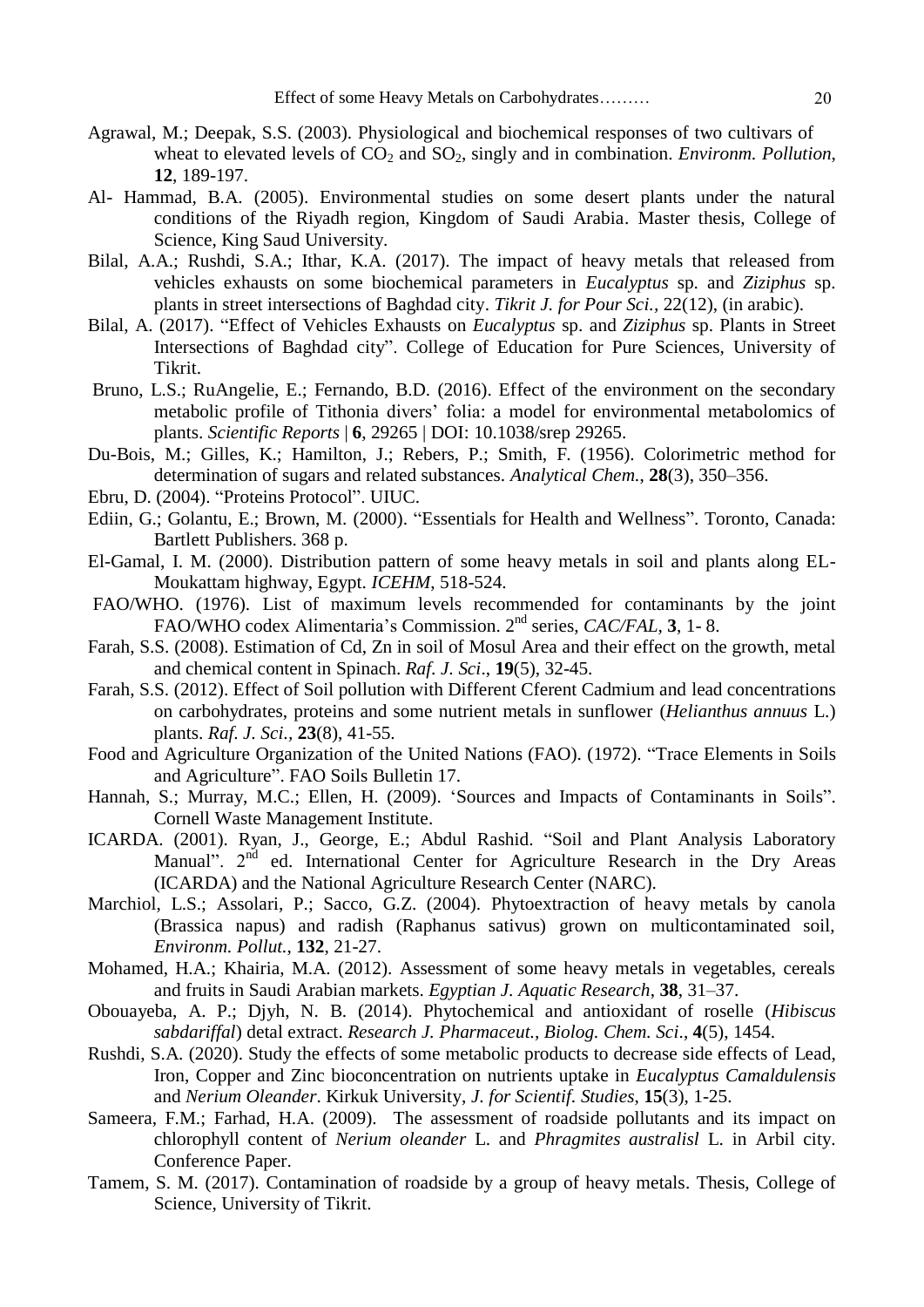Agrawal, M.; Deepak, S.S. (2003). Physiological and biochemical responses of two cultivars of wheat to elevated levels of $CO_2$ and $SO_2$, singly and in combination. *Environm. Pollution*, **12**, 189-197.

Al- Hammad, B.A. (2005). Environmental studies on some desert plants under the natural conditions of the Riyadh region, Kingdom of Saudi Arabia. Master thesis, College of Science, King Saud University.

Bilal, A.A.; Rushdi, S.A.; Ithar, K.A. (2017). The impact of heavy metals that released from vehicles exhausts on some biochemical parameters in *Eucalyptus* sp. and *Ziziphus* sp. plants in street intersections of Baghdad city. *Tikrit J. for Pour Sci.*, 22(12), (in arabic).

Bilal, A. (2017). "Effect of Vehicles Exhausts on *Eucalyptus* sp. and *Ziziphus* sp. Plants in Street Intersections of Baghdad city". College of Education for Pure Sciences, University of Tikrit.

Bruno, L.S.; RuAngelie, E.; Fernando, B.D. (2016). Effect of the environment on the secondary metabolic profile of Tithonia divers' folia: a model for environmental metabolomics of plants. *Scientific Reports* | **6**, 29265 | DOI: 10.1038/srep 29265.

Du-Bois, M.; Gilles, K.; Hamilton, J.; Rebers, P.; Smith, F. (1956). Colorimetric method for determination of sugars and related substances. *Analytical Chem.*, **28**(3), 350–356.

Ebru, D. (2004). "Proteins Protocol". UIUC.

Ediin, G.; Golantu, E.; Brown, M. (2000). "Essentials for Health and Wellness". Toronto, Canada: Bartlett Publishers. 368 p.

El-Gamal, I. M. (2000). Distribution pattern of some heavy metals in soil and plants along EL-Moukattam highway, Egypt. *ICEHM*, 518-524.

FAO/WHO. (1976). List of maximum levels recommended for contaminants by the joint FAO/WHO codex Alimentaria's Commission. 2nd series, *CAC/FAL*, **3**, 1- 8.

Farah, S.S. (2008). Estimation of Cd, Zn in soil of Mosul Area and their effect on the growth, metal and chemical content in Spinach. *Raf. J. Sci*., **19**(5), 32-45.

Farah, S.S. (2012). Effect of Soil pollution with Different Cferent Cadmium and lead concentrations on carbohydrates, proteins and some nutrient metals in sunflower (*Helianthus annuus* L.) plants. *Raf. J. Sci.*, **23**(8), 41-55.

Food and Agriculture Organization of the United Nations (FAO). (1972). "Trace Elements in Soils and Agriculture". FAO Soils Bulletin 17.

Hannah, S.; Murray, M.C.; Ellen, H. (2009). 'Sources and Impacts of Contaminants in Soils". Cornell Waste Management Institute.

ICARDA. (2001). Ryan, J., George, E.; Abdul Rashid. "Soil and Plant Analysis Laboratory Manual". 2nd ed. International Center for Agriculture Research in the Dry Areas (ICARDA) and the National Agriculture Research Center (NARC).

Marchiol, L.S.; Assolari, P.; Sacco, G.Z. (2004). Phytoextraction of heavy metals by canola (Brassica napus) and radish (Raphanus sativus) grown on multicontaminated soil, *Environm. Pollut.*, **132**, 21-27.

Mohamed, H.A.; Khairia, M.A. (2012). Assessment of some heavy metals in vegetables, cereals and fruits in Saudi Arabian markets. *Egyptian J. Aquatic Research*, **38**, 31–37.

Obouayeba, A. P.; Djyh, N. B. (2014). Phytochemical and antioxidant of roselle (*Hibiscus sabdariffal*) detal extract. *Research J. Pharmaceut., Biolog. Chem. Sci*., **4**(5), 1454.

Rushdi, S.A. (2020). Study the effects of some metabolic products to decrease side effects of Lead, Iron, Copper and Zinc bioconcentration on nutrients uptake in *Eucalyptus Camaldulensis* and *Nerium Oleander*. Kirkuk University, *J. for Scientif. Studies*, **15**(3), 1-25.

Sameera, F.M.; Farhad, H.A. (2009). The assessment of roadside pollutants and its impact on chlorophyll content of *Nerium oleander* L. and *Phragmites australisl* L. in Arbil city. Conference Paper.

Tamem, S. M. (2017). Contamination of roadside by a group of heavy metals. Thesis, College of Science, University of Tikrit.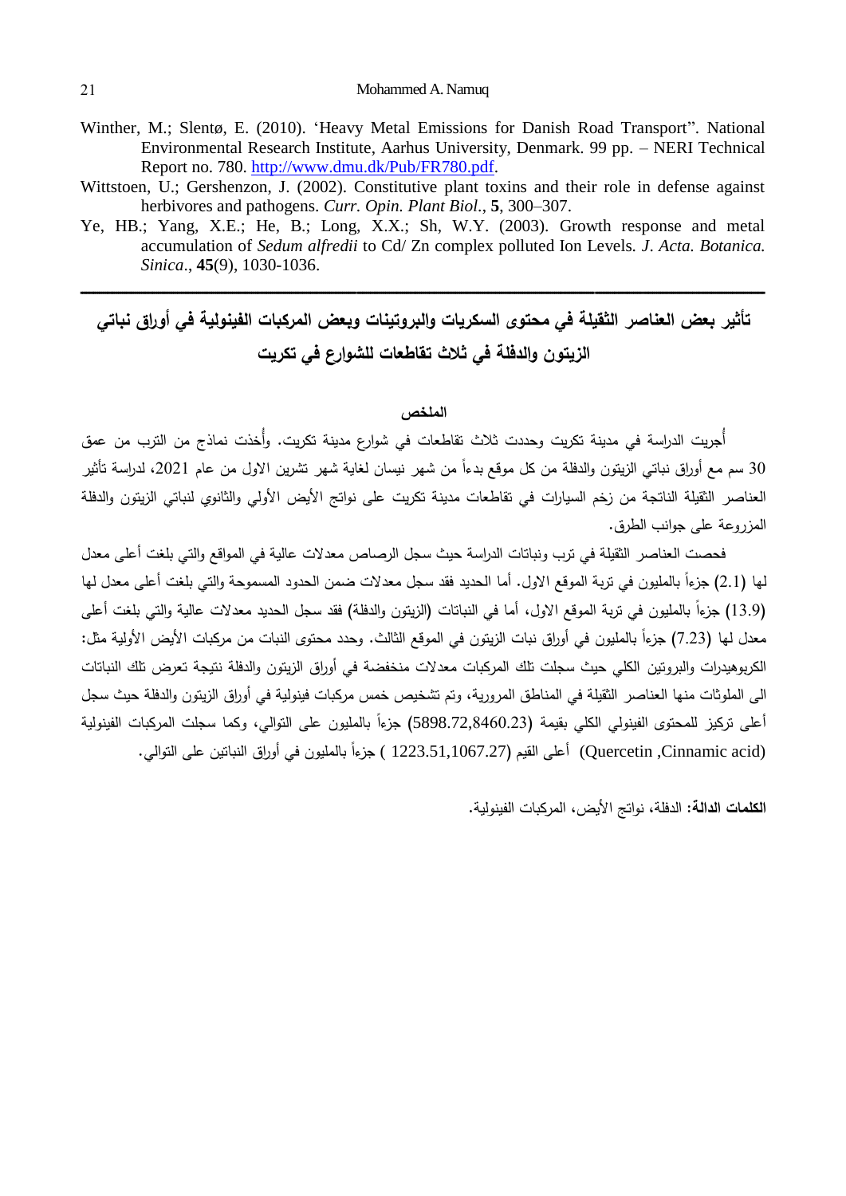Winther, M.; Slentø, E. (2010). 'Heavy Metal Emissions for Danish Road Transport''. National Environmental Research Institute, Aarhus University, Denmark. 99 pp. – NERI Technical Report no. 780. http://www.dmu.dk/Pub/FR780.pdf.

Wittstoen, U.; Gershenzon, J. (2002). Constitutive plant toxins and their role in defense against herbivores and pathogens. *Curr. Opin. Plant Biol.*, **5**, 300–307.

Ye, HB.; Yang, X.E.; He, B.; Long, X.X.; Sh, W.Y. (2003). Growth response and metal accumulation of *Sedum alfredii* to Cd/ Zn complex polluted Ion Levels. *J. Acta. Botanica. Sinica*., **45**(9), 1030-1036.

---

# تأثير بعض العناصر الثقيلة في محتوى السكريات والبروتينات وبعض المركبات الفينولية في أوراق نباتي الزيتون والدفلة في ثلاث تقاطعات للشوارع في تكريت

## الملخص

أُجريت الدراسة في مدينة تكريت وحددت ثلاث تقاطعات في شوارع مدينة تكريت. وأُخذت نماذج من الترب من عمق 30 سم مع أوراق نباتي الزيتون والدفلة من كل موقع بدءاً من شهر نيسان لغاية شهر تشرين الاول من عام 2021، لدراسة تأثير العناصر الثقيلة الناتجة من زخم السيارات في تقاطعات مدينة تكريت على نواتج الأيض الأولي والثانوي لنباتي الزيتون والدفلة المزروعة على جوانب الطرق.

فحصت العناصر الثقيلة في ترب ونباتات الدراسة حيث سجل الرصاص معدلات عالية في المواقع والتي بلغت أعلى معدل لها (2.1) جزءاً بالمليون في تربة الموقع الاول. أما الحديد فقد سجل معدلات ضمن الحدود المسموحة والتي بلغت أعلى معدل لها (13.9) جزءاً بالمليون في تربة الموقع الاول، أما في النباتات (الزيتون والدفلة) فقد سجل الحديد معدلات عالية والتي بلغت أعلى معدل لها (7.23) جزءاً بالمليون في أوراق نبات الزيتون في الموقع الثالث. وحدد محتوى النبات من مركبات الأيض الأولية مثل: الكربوهيدرات والبروتين الكلي حيث سجلت تلك المركبات معدلات منخفضة في أوراق الزيتون والدفلة نتيجة تعرض تلك النباتات الى الملوثات منها العناصر الثقيلة في المناطق المرورية، وتم تشخيص خمس مركبات فينولية في أوراق الزيتون والدفلة حيث سجل أعلى تركيز للمحتوى الفينولي الكلي بقيمة (5898.72,8460.23) جزءاً بالمليون على التوالي، وكما سجلت المركبات الفينولية (Quercetin ,Cinnamic acid) أعلى القيم (1223.51,1067.27 ) جزءاً بالمليون في أوراق النباتين على التوالي.

**الكلمات الدالة:** الدفلة، نواتج الأيض، المركبات الفينولية.